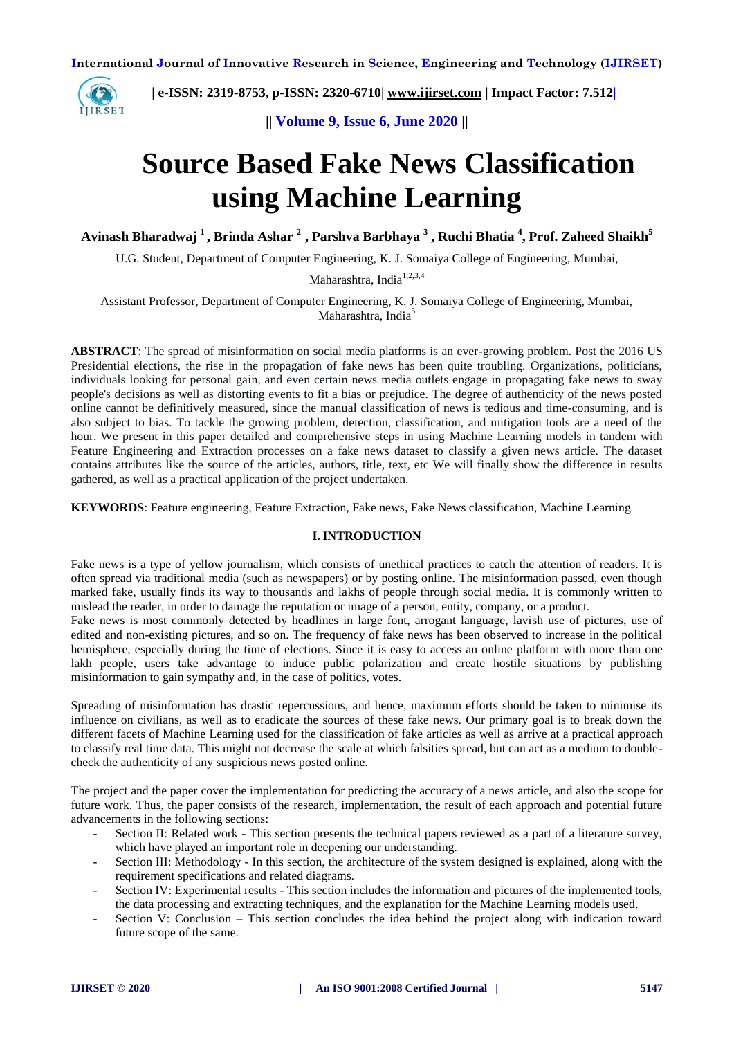# Source Based Fake News Classification using Machine Learning

**Avinash Bharadwaj [1], Brinda Ashar [2], Parshva Barbhaya [3], Ruchi Bhatia [4], Prof. Zaheed Shaikh[5]**

U.G. Student, Department of Computer Engineering, K. J. Somaiya College of Engineering, Mumbai, Maharashtra, India[1,2,3,4]

Assistant Professor, Department of Computer Engineering, K. J. Somaiya College of Engineering, Mumbai, Maharashtra, India[5]

**ABSTRACT**: The spread of misinformation on social media platforms is an ever-growing problem. Post the 2016 US Presidential elections, the rise in the propagation of fake news has been quite troubling. Organizations, politicians, individuals looking for personal gain, and even certain news media outlets engage in propagating fake news to sway people's decisions as well as distorting events to fit a bias or prejudice. The degree of authenticity of the news posted online cannot be definitively measured, since the manual classification of news is tedious and time-consuming, and is also subject to bias. To tackle the growing problem, detection, classification, and mitigation tools are a need of the hour. We present in this paper detailed and comprehensive steps in using Machine Learning models in tandem with Feature Engineering and Extraction processes on a fake news dataset to classify a given news article. The dataset contains attributes like the source of the articles, authors, title, text, etc We will finally show the difference in results gathered, as well as a practical application of the project undertaken.

**KEYWORDS**: Feature engineering, Feature Extraction, Fake news, Fake News classification, Machine Learning

## I. INTRODUCTION

Fake news is a type of yellow journalism, which consists of unethical practices to catch the attention of readers. It is often spread via traditional media (such as newspapers) or by posting online. The misinformation passed, even though marked fake, usually finds its way to thousands and lakhs of people through social media. It is commonly written to mislead the reader, in order to damage the reputation or image of a person, entity, company, or a product.

Fake news is most commonly detected by headlines in large font, arrogant language, lavish use of pictures, use of edited and non-existing pictures, and so on. The frequency of fake news has been observed to increase in the political hemisphere, especially during the time of elections. Since it is easy to access an online platform with more than one lakh people, users take advantage to induce public polarization and create hostile situations by publishing misinformation to gain sympathy and, in the case of politics, votes.

Spreading of misinformation has drastic repercussions, and hence, maximum efforts should be taken to minimise its influence on civilians, as well as to eradicate the sources of these fake news. Our primary goal is to break down the different facets of Machine Learning used for the classification of fake articles as well as arrive at a practical approach to classify real time data. This might not decrease the scale at which falsities spread, but can act as a medium to double-check the authenticity of any suspicious news posted online.

The project and the paper cover the implementation for predicting the accuracy of a news article, and also the scope for future work. Thus, the paper consists of the research, implementation, the result of each approach and potential future advancements in the following sections:

- Section II: Related work - This section presents the technical papers reviewed as a part of a literature survey, which have played an important role in deepening our understanding.
- Section III: Methodology - In this section, the architecture of the system designed is explained, along with the requirement specifications and related diagrams.
- Section IV: Experimental results - This section includes the information and pictures of the implemented tools, the data processing and extracting techniques, and the explanation for the Machine Learning models used.
- Section V: Conclusion – This section concludes the idea behind the project along with indication toward future scope of the same.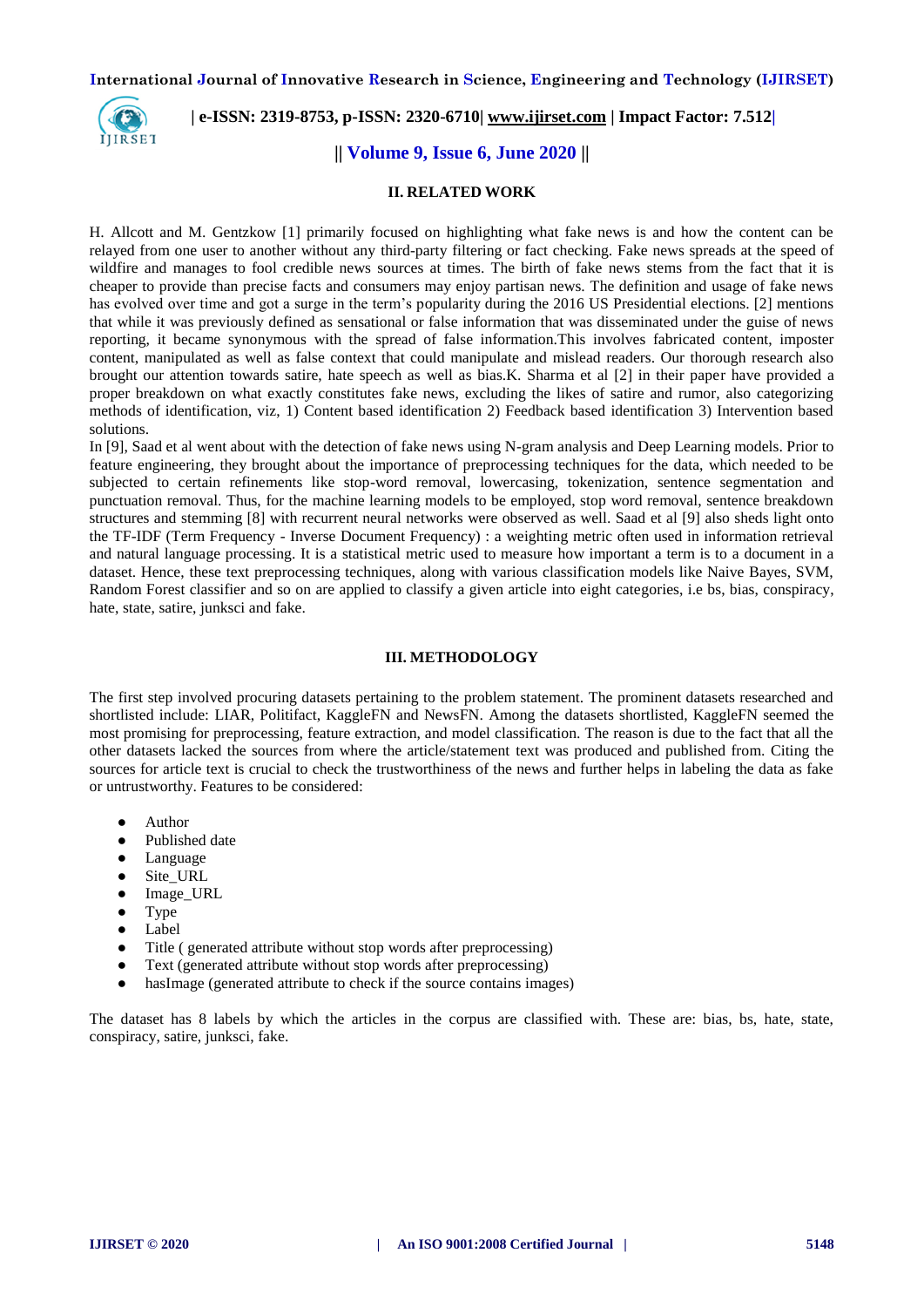## II. RELATED WORK

H. Allcott and M. Gentzkow [1] primarily focused on highlighting what fake news is and how the content can be relayed from one user to another without any third-party filtering or fact checking. Fake news spreads at the speed of wildfire and manages to fool credible news sources at times. The birth of fake news stems from the fact that it is cheaper to provide than precise facts and consumers may enjoy partisan news. The definition and usage of fake news has evolved over time and got a surge in the term's popularity during the 2016 US Presidential elections. [2] mentions that while it was previously defined as sensational or false information that was disseminated under the guise of news reporting, it became synonymous with the spread of false information.This involves fabricated content, imposter content, manipulated as well as false context that could manipulate and mislead readers. Our thorough research also brought our attention towards satire, hate speech as well as bias.K. Sharma et al [2] in their paper have provided a proper breakdown on what exactly constitutes fake news, excluding the likes of satire and rumor, also categorizing methods of identification, viz, 1) Content based identification 2) Feedback based identification 3) Intervention based solutions.

In [9], Saad et al went about with the detection of fake news using N-gram analysis and Deep Learning models. Prior to feature engineering, they brought about the importance of preprocessing techniques for the data, which needed to be subjected to certain refinements like stop-word removal, lowercasing, tokenization, sentence segmentation and punctuation removal. Thus, for the machine learning models to be employed, stop word removal, sentence breakdown structures and stemming [8] with recurrent neural networks were observed as well. Saad et al [9] also sheds light onto the TF-IDF (Term Frequency - Inverse Document Frequency) : a weighting metric often used in information retrieval and natural language processing. It is a statistical metric used to measure how important a term is to a document in a dataset. Hence, these text preprocessing techniques, along with various classification models like Naive Bayes, SVM, Random Forest classifier and so on are applied to classify a given article into eight categories, i.e bs, bias, conspiracy, hate, state, satire, junksci and fake.

## III. METHODOLOGY

The first step involved procuring datasets pertaining to the problem statement. The prominent datasets researched and shortlisted include: LIAR, Politifact, KaggleFN and NewsFN. Among the datasets shortlisted, KaggleFN seemed the most promising for preprocessing, feature extraction, and model classification. The reason is due to the fact that all the other datasets lacked the sources from where the article/statement text was produced and published from. Citing the sources for article text is crucial to check the trustworthiness of the news and further helps in labeling the data as fake or untrustworthy. Features to be considered:

- Author
- Published date
- Language
- Site_URL
- Image_URL
- Type
- Label
- Title ( generated attribute without stop words after preprocessing)
- Text (generated attribute without stop words after preprocessing)
- hasImage (generated attribute to check if the source contains images)

The dataset has 8 labels by which the articles in the corpus are classified with. These are: bias, bs, hate, state, conspiracy, satire, junksci, fake.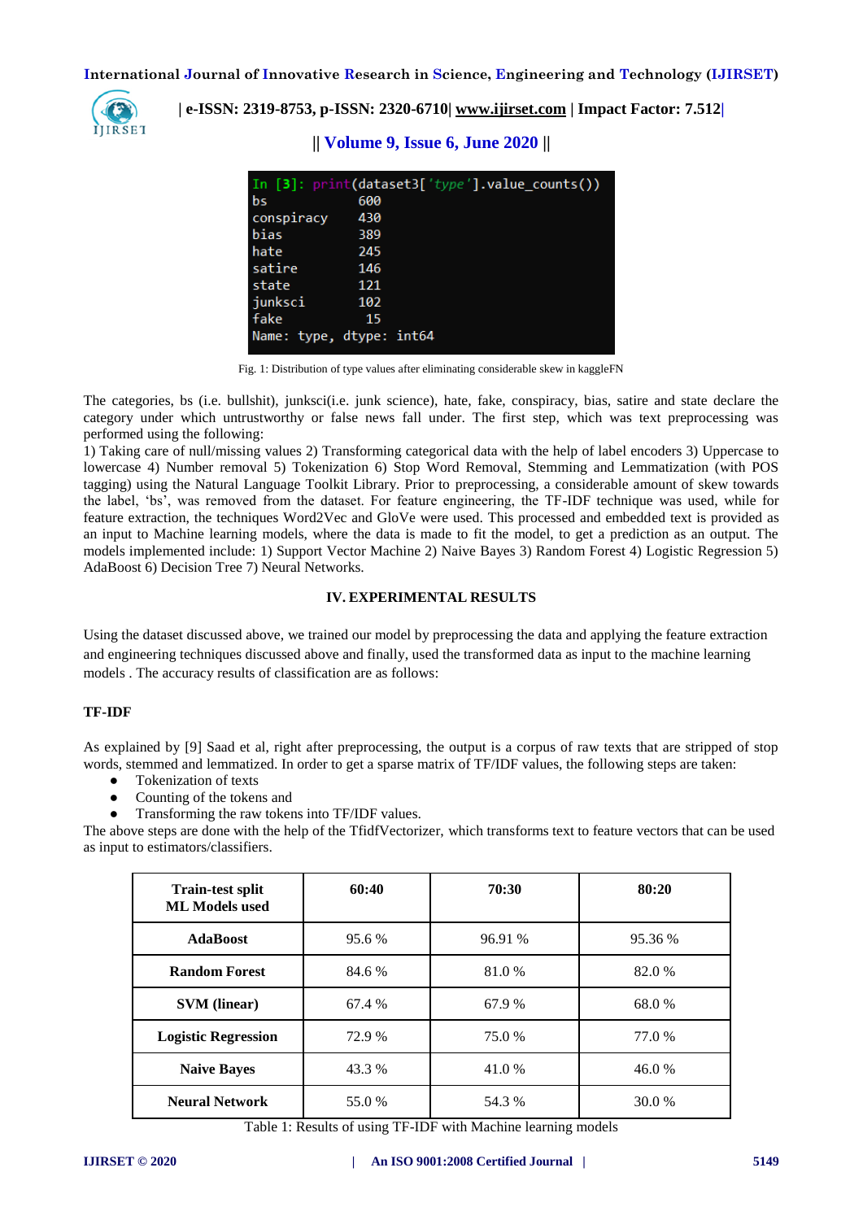```
In [3]: print(dataset3['type'].value_counts())
bs            600
conspiracy    430
bias          389
hate          245
satire        146
state         121
junksci       102
fake           15
Name: type, dtype: int64
```

Fig. 1: Distribution of type values after eliminating considerable skew in kaggleFN

The categories, bs (i.e. bullshit), junksci(i.e. junk science), hate, fake, conspiracy, bias, satire and state declare the category under which untrustworthy or false news fall under. The first step, which was text preprocessing was performed using the following:
1) Taking care of null/missing values 2) Transforming categorical data with the help of label encoders 3) Uppercase to lowercase 4) Number removal 5) Tokenization 6) Stop Word Removal, Stemming and Lemmatization (with POS tagging) using the Natural Language Toolkit Library. Prior to preprocessing, a considerable amount of skew towards the label, 'bs', was removed from the dataset. For feature engineering, the TF-IDF technique was used, while for feature extraction, the techniques Word2Vec and GloVe were used. This processed and embedded text is provided as an input to Machine learning models, where the data is made to fit the model, to get a prediction as an output. The models implemented include: 1) Support Vector Machine 2) Naive Bayes 3) Random Forest 4) Logistic Regression 5) AdaBoost 6) Decision Tree 7) Neural Networks.

## IV. EXPERIMENTAL RESULTS

Using the dataset discussed above, we trained our model by preprocessing the data and applying the feature extraction and engineering techniques discussed above and finally, used the transformed data as input to the machine learning models . The accuracy results of classification are as follows:

### TF-IDF

As explained by [9] Saad et al, right after preprocessing, the output is a corpus of raw texts that are stripped of stop words, stemmed and lemmatized. In order to get a sparse matrix of TF/IDF values, the following steps are taken:

- Tokenization of texts
- Counting of the tokens and
- Transforming the raw tokens into TF/IDF values.

The above steps are done with the help of the TfidfVectorizer, which transforms text to feature vectors that can be used as input to estimators/classifiers.

| Train-test split ML Models used | 60:40 | 70:30 | 80:20 |
|---|---|---|---|
| **AdaBoost** | 95.6 % | 96.91 % | 95.36 % |
| **Random Forest** | 84.6 % | 81.0 % | 82.0 % |
| **SVM (linear)** | 67.4 % | 67.9 % | 68.0 % |
| **Logistic Regression** | 72.9 % | 75.0 % | 77.0 % |
| **Naive Bayes** | 43.3 % | 41.0 % | 46.0 % |
| **Neural Network** | 55.0 % | 54.3 % | 30.0 % |

Table 1: Results of using TF-IDF with Machine learning models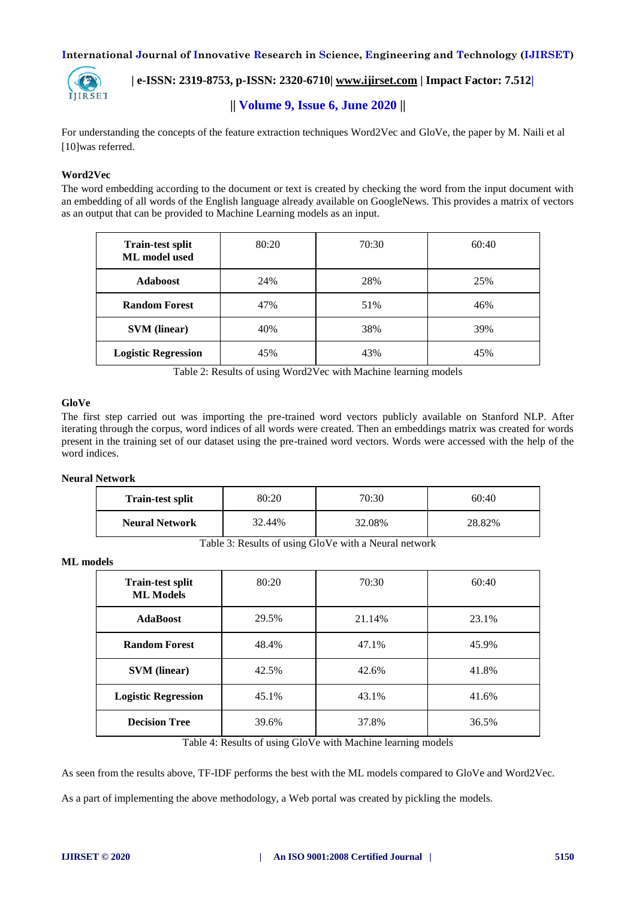For understanding the concepts of the feature extraction techniques Word2Vec and GloVe, the paper by M. Naili et al [10]was referred.

### Word2Vec

The word embedding according to the document or text is created by checking the word from the input document with an embedding of all words of the English language already available on GoogleNews. This provides a matrix of vectors as an output that can be provided to Machine Learning models as an input.

| Train-test split<br>ML model used | 80:20 | 70:30 | 60:40 |
|---|---|---|---|
| **Adaboost** | 24% | 28% | 25% |
| **Random Forest** | 47% | 51% | 46% |
| **SVM (linear)** | 40% | 38% | 39% |
| **Logistic Regression** | 45% | 43% | 45% |

Table 2: Results of using Word2Vec with Machine learning models

### GloVe

The first step carried out was importing the pre-trained word vectors publicly available on Stanford NLP. After iterating through the corpus, word indices of all words were created. Then an embeddings matrix was created for words present in the training set of our dataset using the pre-trained word vectors. Words were accessed with the help of the word indices.

#### Neural Network

| Train-test split | 80:20 | 70:30 | 60:40 |
|---|---|---|---|
| **Neural Network** | 32.44% | 32.08% | 28.82% |

Table 3: Results of using GloVe with a Neural network

#### ML models

| Train-test split<br>ML Models | 80:20 | 70:30 | 60:40 |
|---|---|---|---|
| **AdaBoost** | 29.5% | 21.14% | 23.1% |
| **Random Forest** | 48.4% | 47.1% | 45.9% |
| **SVM (linear)** | 42.5% | 42.6% | 41.8% |
| **Logistic Regression** | 45.1% | 43.1% | 41.6% |
| **Decision Tree** | 39.6% | 37.8% | 36.5% |

Table 4: Results of using GloVe with Machine learning models

As seen from the results above, TF-IDF performs the best with the ML models compared to GloVe and Word2Vec.

As a part of implementing the above methodology, a Web portal was created by pickling the models.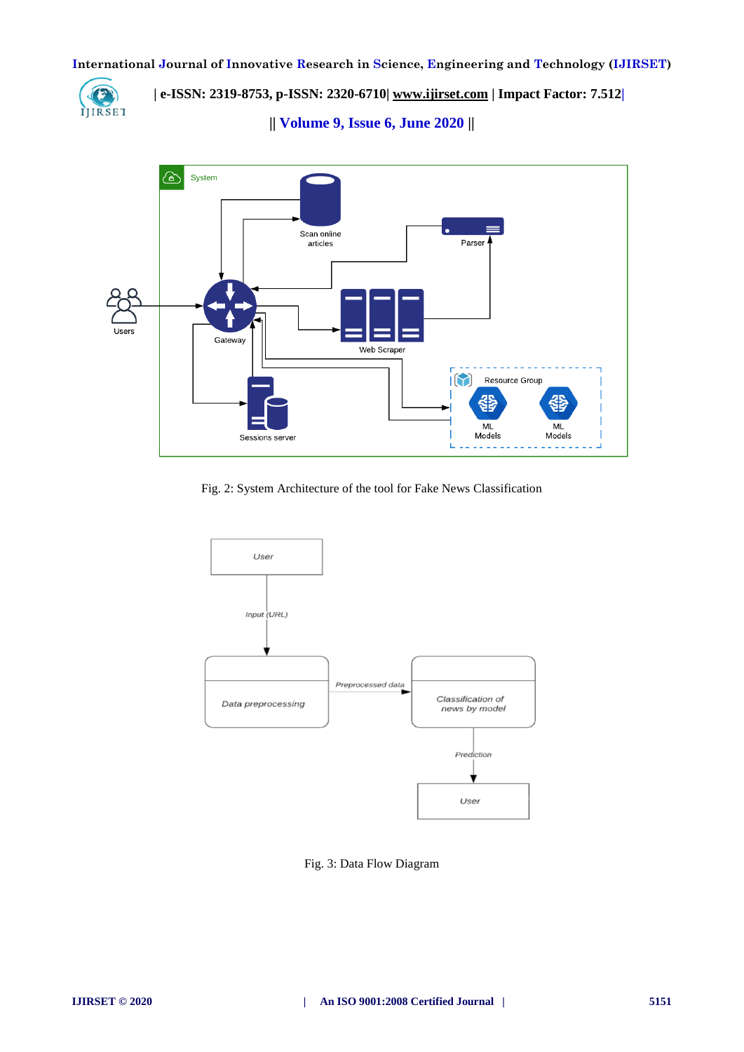Fig. 2: System Architecture of the tool for Fake News Classification

Fig. 3: Data Flow Diagram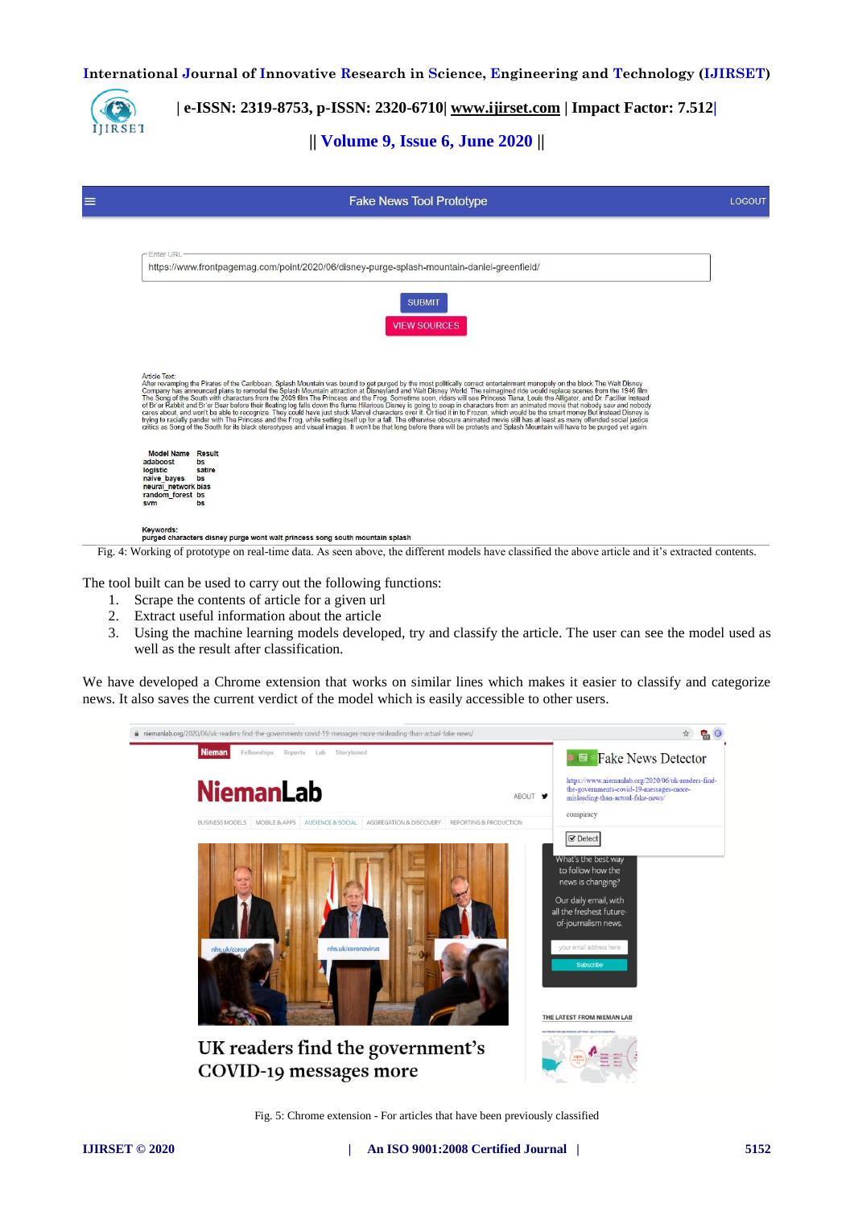Fig. 4: Working of prototype on real-time data. As seen above, the different models have classified the above article and it's extracted contents.

The tool built can be used to carry out the following functions:

1. Scrape the contents of article for a given url
2. Extract useful information about the article
3. Using the machine learning models developed, try and classify the article. The user can see the model used as well as the result after classification.

We have developed a Chrome extension that works on similar lines which makes it easier to classify and categorize news. It also saves the current verdict of the model which is easily accessible to other users.

Fig. 5: Chrome extension - For articles that have been previously classified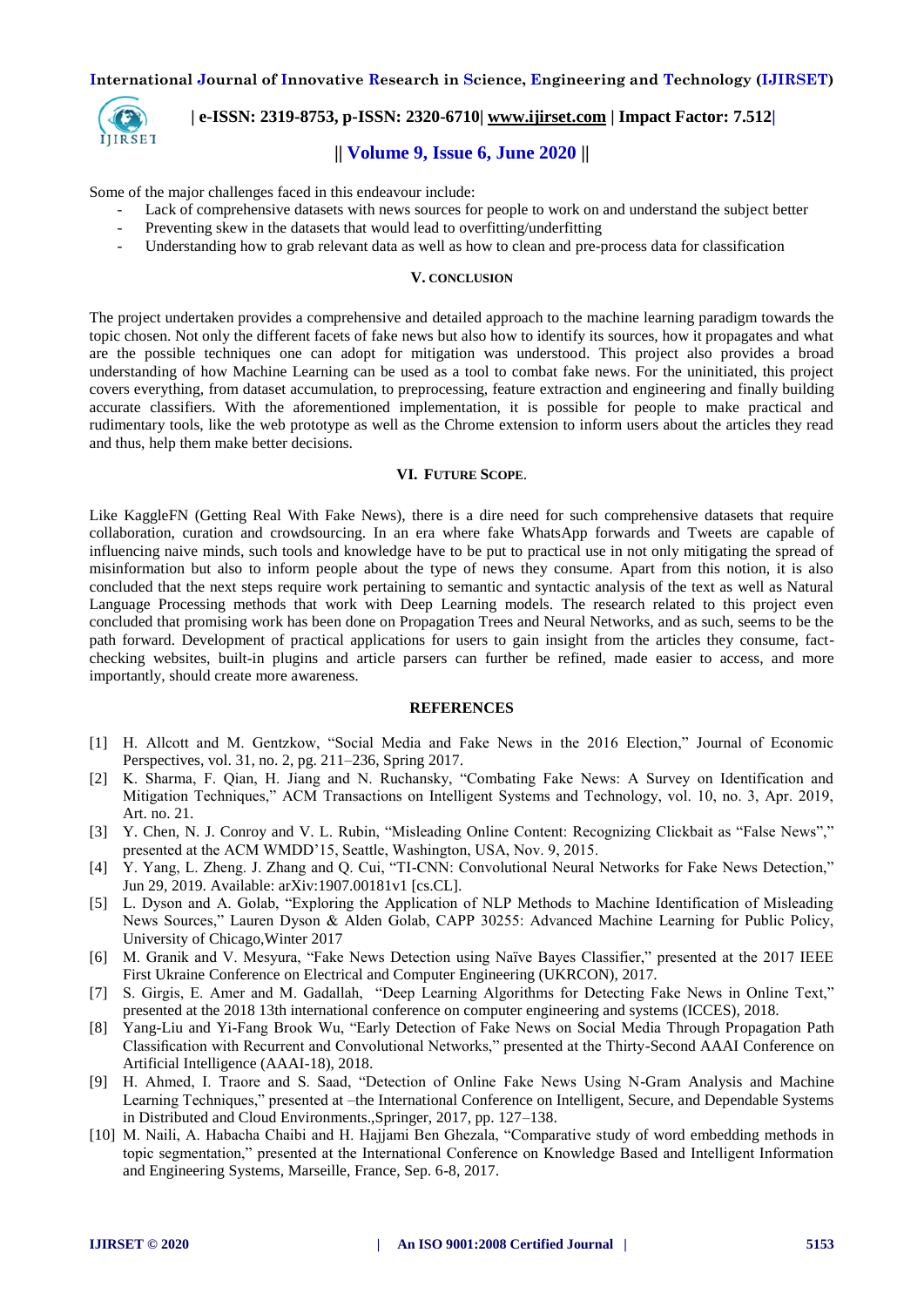Some of the major challenges faced in this endeavour include:

- Lack of comprehensive datasets with news sources for people to work on and understand the subject better
- Preventing skew in the datasets that would lead to overfitting/underfitting
- Understanding how to grab relevant data as well as how to clean and pre-process data for classification

## V. CONCLUSION

The project undertaken provides a comprehensive and detailed approach to the machine learning paradigm towards the topic chosen. Not only the different facets of fake news but also how to identify its sources, how it propagates and what are the possible techniques one can adopt for mitigation was understood. This project also provides a broad understanding of how Machine Learning can be used as a tool to combat fake news. For the uninitiated, this project covers everything, from dataset accumulation, to preprocessing, feature extraction and engineering and finally building accurate classifiers. With the aforementioned implementation, it is possible for people to make practical and rudimentary tools, like the web prototype as well as the Chrome extension to inform users about the articles they read and thus, help them make better decisions.

## VI. FUTURE SCOPE.

Like KaggleFN (Getting Real With Fake News), there is a dire need for such comprehensive datasets that require collaboration, curation and crowdsourcing. In an era where fake WhatsApp forwards and Tweets are capable of influencing naive minds, such tools and knowledge have to be put to practical use in not only mitigating the spread of misinformation but also to inform people about the type of news they consume. Apart from this notion, it is also concluded that the next steps require work pertaining to semantic and syntactic analysis of the text as well as Natural Language Processing methods that work with Deep Learning models. The research related to this project even concluded that promising work has been done on Propagation Trees and Neural Networks, and as such, seems to be the path forward. Development of practical applications for users to gain insight from the articles they consume, fact-checking websites, built-in plugins and article parsers can further be refined, made easier to access, and more importantly, should create more awareness.

## REFERENCES

[1] H. Allcott and M. Gentzkow, "Social Media and Fake News in the 2016 Election," Journal of Economic Perspectives, vol. 31, no. 2, pg. 211–236, Spring 2017.

[2] K. Sharma, F. Qian, H. Jiang and N. Ruchansky, "Combating Fake News: A Survey on Identification and Mitigation Techniques," ACM Transactions on Intelligent Systems and Technology, vol. 10, no. 3, Apr. 2019, Art. no. 21.

[3] Y. Chen, N. J. Conroy and V. L. Rubin, "Misleading Online Content: Recognizing Clickbait as "False News"," presented at the ACM WMDD'15, Seattle, Washington, USA, Nov. 9, 2015.

[4] Y. Yang, L. Zheng. J. Zhang and Q. Cui, "TI-CNN: Convolutional Neural Networks for Fake News Detection," Jun 29, 2019. Available: arXiv:1907.00181v1 [cs.CL].

[5] L. Dyson and A. Golab, "Exploring the Application of NLP Methods to Machine Identification of Misleading News Sources," Lauren Dyson & Alden Golab, CAPP 30255: Advanced Machine Learning for Public Policy, University of Chicago,Winter 2017

[6] M. Granik and V. Mesyura, "Fake News Detection using Naïve Bayes Classifier," presented at the 2017 IEEE First Ukraine Conference on Electrical and Computer Engineering (UKRCON), 2017.

[7] S. Girgis, E. Amer and M. Gadallah, "Deep Learning Algorithms for Detecting Fake News in Online Text," presented at the 2018 13th international conference on computer engineering and systems (ICCES), 2018.

[8] Yang-Liu and Yi-Fang Brook Wu, "Early Detection of Fake News on Social Media Through Propagation Path Classification with Recurrent and Convolutional Networks," presented at the Thirty-Second AAAI Conference on Artificial Intelligence (AAAI-18), 2018.

[9] H. Ahmed, I. Traore and S. Saad, "Detection of Online Fake News Using N-Gram Analysis and Machine Learning Techniques," presented at –the International Conference on Intelligent, Secure, and Dependable Systems in Distributed and Cloud Environments.,Springer, 2017, pp. 127–138.

[10] M. Naili, A. Habacha Chaibi and H. Hajjami Ben Ghezala, "Comparative study of word embedding methods in topic segmentation," presented at the International Conference on Knowledge Based and Intelligent Information and Engineering Systems, Marseille, France, Sep. 6-8, 2017.